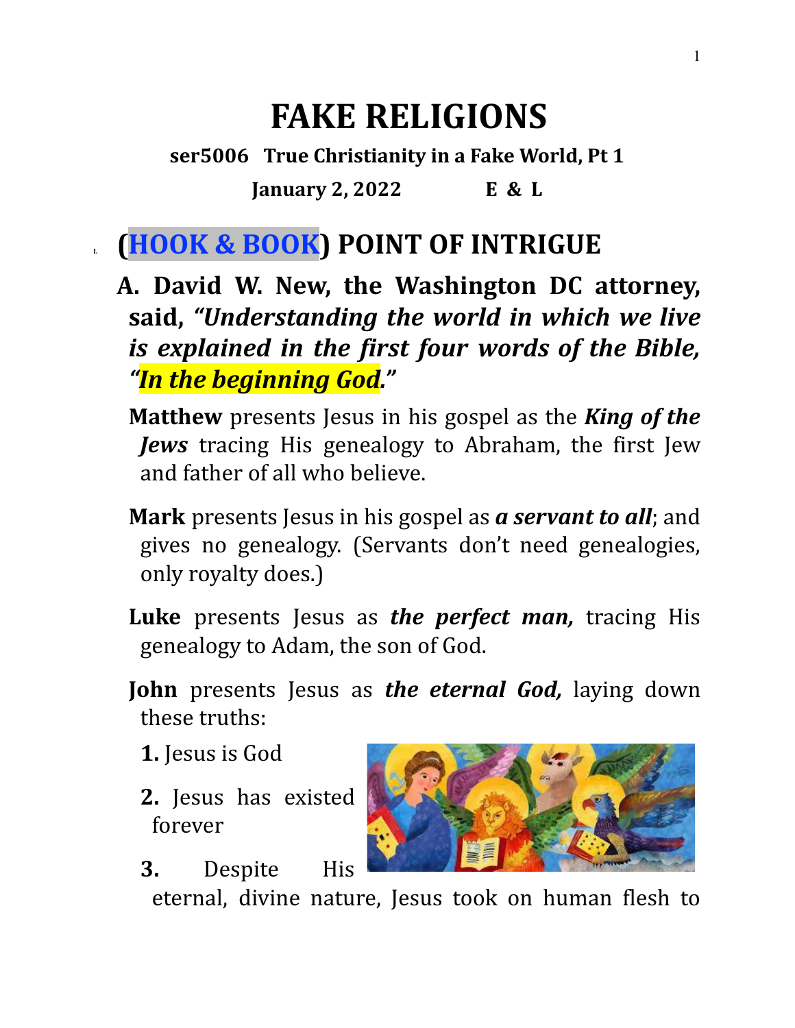# FAKE RELIGIONS

**ser5006 True Christianity in a Fake World, Pt 1**

**January 2, 2022 E & L**

## I. (HOOK & BOOK) POINT OF INTRIGUE

**A. David W. New, the Washington DC attorney, said, *"Understanding the world in which we live is explained in the first four words of the Bible, "In the beginning God."***

**Matthew** presents Jesus in his gospel as the ***King of the Jews*** tracing His genealogy to Abraham, the first Jew and father of all who believe.

**Mark** presents Jesus in his gospel as ***a servant to all***; and gives no genealogy. (Servants don't need genealogies, only royalty does.)

**Luke** presents Jesus as ***the perfect man,*** tracing His genealogy to Adam, the son of God.

**John** presents Jesus as ***the eternal God,*** laying down these truths:

**1.** Jesus is God

**2.** Jesus has existed forever

**3.** Despite His eternal, divine nature, Jesus took on human flesh to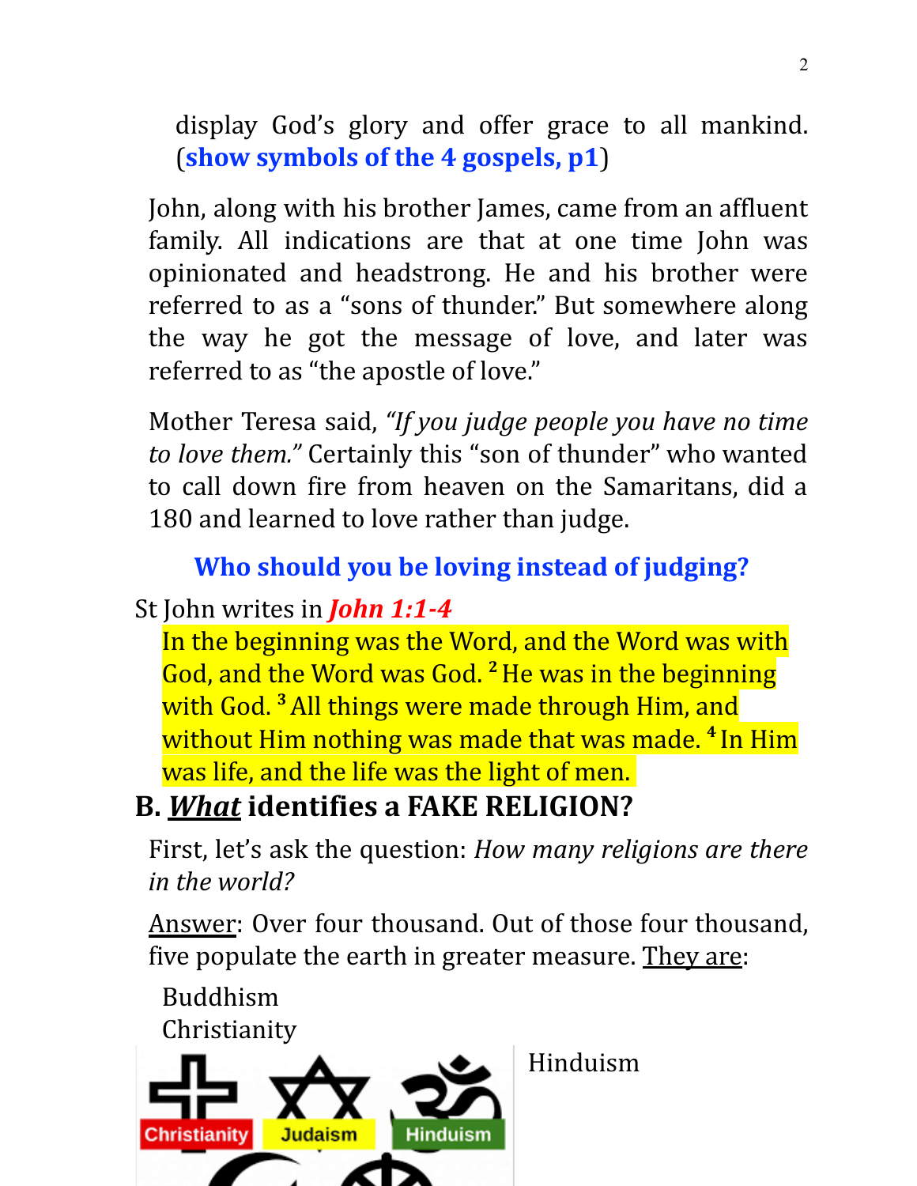display God's glory and offer grace to all mankind. (**show symbols of the 4 gospels, p1**)

John, along with his brother James, came from an affluent family. All indications are that at one time John was opinionated and headstrong. He and his brother were referred to as a "sons of thunder." But somewhere along the way he got the message of love, and later was referred to as "the apostle of love."

Mother Teresa said, *"If you judge people you have no time to love them."* Certainly this "son of thunder" who wanted to call down fire from heaven on the Samaritans, did a 180 and learned to love rather than judge.

**Who should you be loving instead of judging?**

St John writes in ***John 1:1-4***

In the beginning was the Word, and the Word was with God, and the Word was God. [2] He was in the beginning with God. [3] All things were made through Him, and without Him nothing was made that was made. [4] In Him was life, and the life was the light of men.

## B. ***What*** identifies a FAKE RELIGION?

First, let's ask the question: *How many religions are there in the world?*

Answer: Over four thousand. Out of those four thousand, five populate the earth in greater measure. They are:

Buddhism
Christianity
Hinduism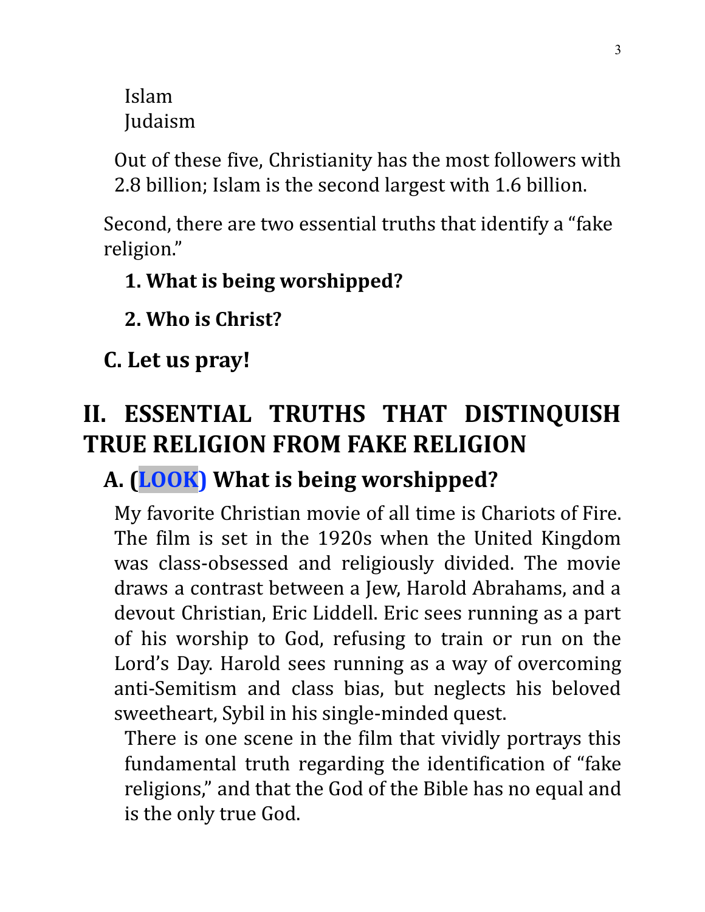Islam  
Judaism

Out of these five, Christianity has the most followers with 2.8 billion; Islam is the second largest with 1.6 billion.

Second, there are two essential truths that identify a "fake religion."

**1. What is being worshipped?**

**2. Who is Christ?**

### C. Let us pray!

## II. ESSENTIAL TRUTHS THAT DISTINQUISH TRUE RELIGION FROM FAKE RELIGION

### A. (LOOK) What is being worshipped?

My favorite Christian movie of all time is Chariots of Fire. The film is set in the 1920s when the United Kingdom was class-obsessed and religiously divided. The movie draws a contrast between a Jew, Harold Abrahams, and a devout Christian, Eric Liddell. Eric sees running as a part of his worship to God, refusing to train or run on the Lord's Day. Harold sees running as a way of overcoming anti-Semitism and class bias, but neglects his beloved sweetheart, Sybil in his single-minded quest.

There is one scene in the film that vividly portrays this fundamental truth regarding the identification of "fake religions," and that the God of the Bible has no equal and is the only true God.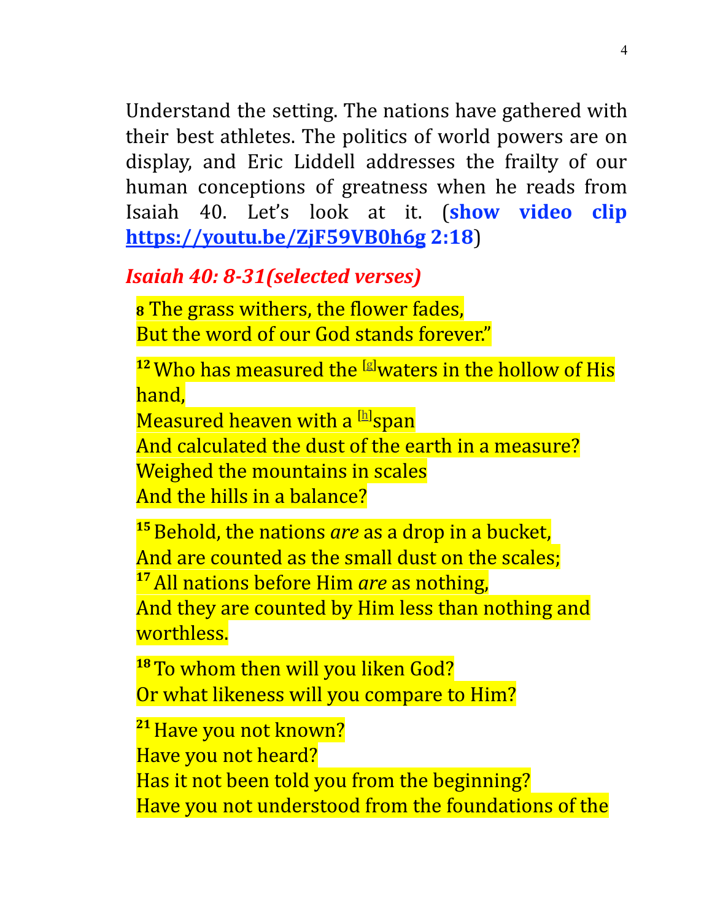Understand the setting. The nations have gathered with their best athletes. The politics of world powers are on display, and Eric Liddell addresses the frailty of our human conceptions of greatness when he reads from Isaiah 40. Let's look at it. (**show video clip [https://youtu.be/ZjF59VB0h6g](https://youtu.be/ZjF59VB0h6g) 2:18**)

***Isaiah 40: 8-31(selected verses)***

**8** The grass withers, the flower fades,
But the word of our God stands forever."

**12** Who has measured the [g]waters in the hollow of His hand,
Measured heaven with a [h]span
And calculated the dust of the earth in a measure?
Weighed the mountains in scales
And the hills in a balance?

**15** Behold, the nations *are* as a drop in a bucket,
And are counted as the small dust on the scales;
**17** All nations before Him *are* as nothing,
And they are counted by Him less than nothing and worthless.

**18** To whom then will you liken God?
Or what likeness will you compare to Him?

**21** Have you not known?
Have you not heard?
Has it not been told you from the beginning?
Have you not understood from the foundations of the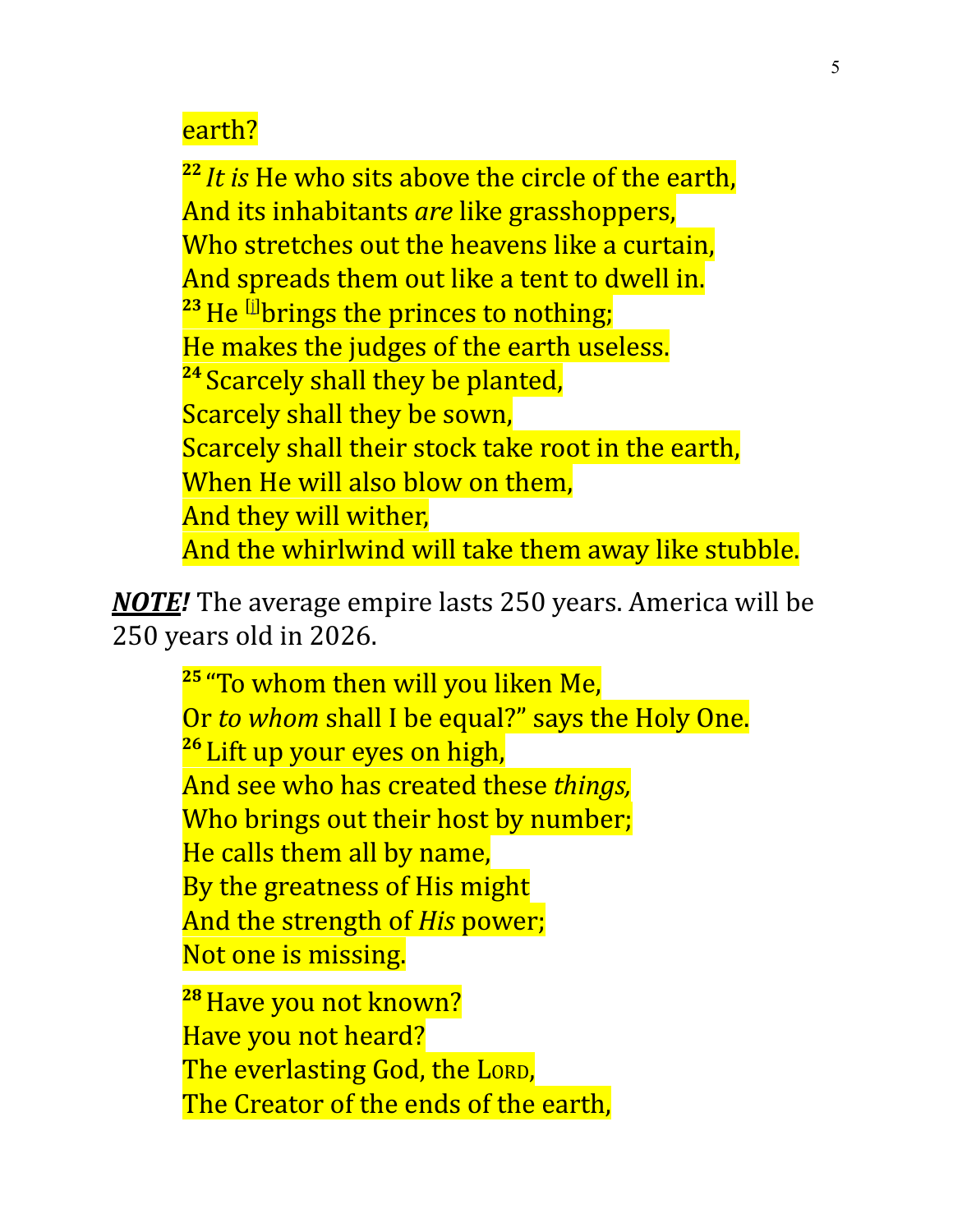earth?

[22] *It is* He who sits above the circle of the earth,
And its inhabitants *are* like grasshoppers,
Who stretches out the heavens like a curtain,
And spreads them out like a tent to dwell in.
[23] He [i]brings the princes to nothing;
He makes the judges of the earth useless.
[24] Scarcely shall they be planted,
Scarcely shall they be sown,
Scarcely shall their stock take root in the earth,
When He will also blow on them,
And they will wither,
And the whirlwind will take them away like stubble.

***NOTE!*** The average empire lasts 250 years. America will be 250 years old in 2026.

[25] "To whom then will you liken Me,
Or *to whom* shall I be equal?" says the Holy One.
[26] Lift up your eyes on high,
And see who has created these *things,*
Who brings out their host by number;
He calls them all by name,
By the greatness of His might
And the strength of *His* power;
Not one is missing.

[28] Have you not known?
Have you not heard?
The everlasting God, the LORD,
The Creator of the ends of the earth,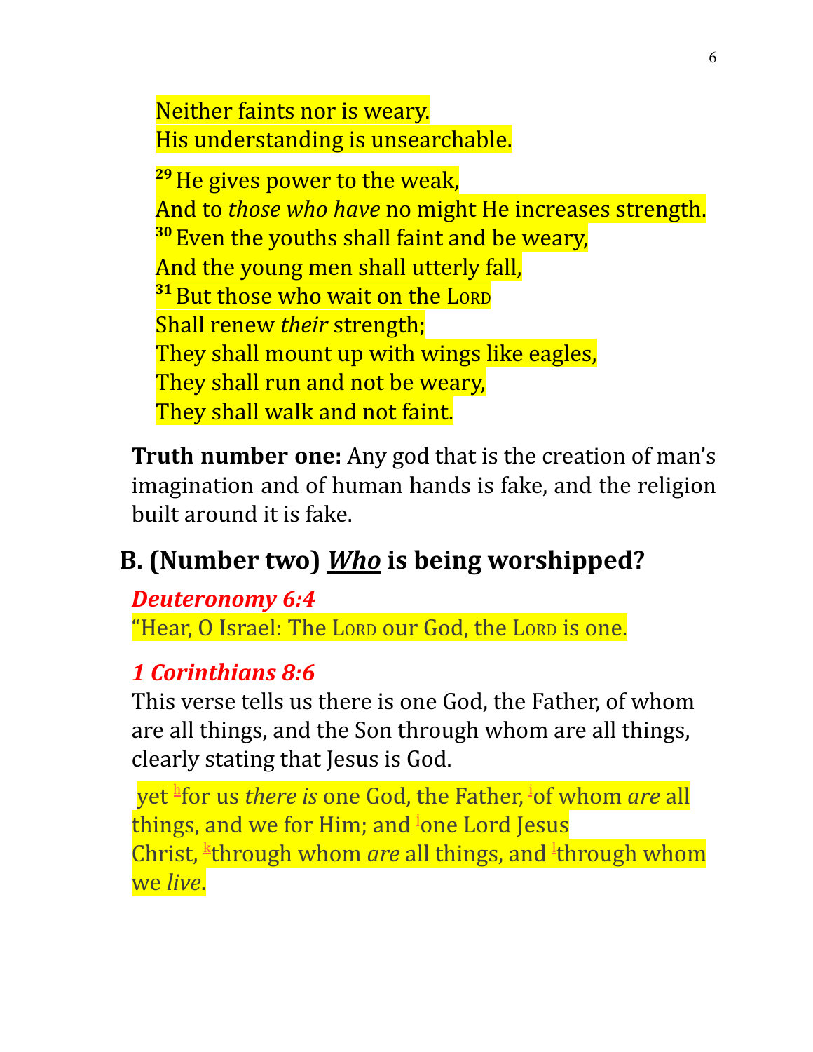Neither faints nor is weary.
His understanding is unsearchable.

[29] He gives power to the weak,
And to *those who have* no might He increases strength.
[30] Even the youths shall faint and be weary,
And the young men shall utterly fall,
[31] But those who wait on the LORD
Shall renew *their* strength;
They shall mount up with wings like eagles,
They shall run and not be weary,
They shall walk and not faint.

**Truth number one:** Any god that is the creation of man's imagination and of human hands is fake, and the religion built around it is fake.

## B. (Number two) ***Who*** is being worshipped?

***Deuteronomy 6:4***

"Hear, O Israel: The LORD our God, the LORD is one.

***1 Corinthians 8:6***

This verse tells us there is one God, the Father, of whom are all things, and the Son through whom are all things, clearly stating that Jesus is God.

yet [h]for us *there is* one God, the Father, [i]of whom *are* all things, and we for Him; and [j]one Lord Jesus Christ, [k]through whom *are* all things, and [l]through whom we *live*.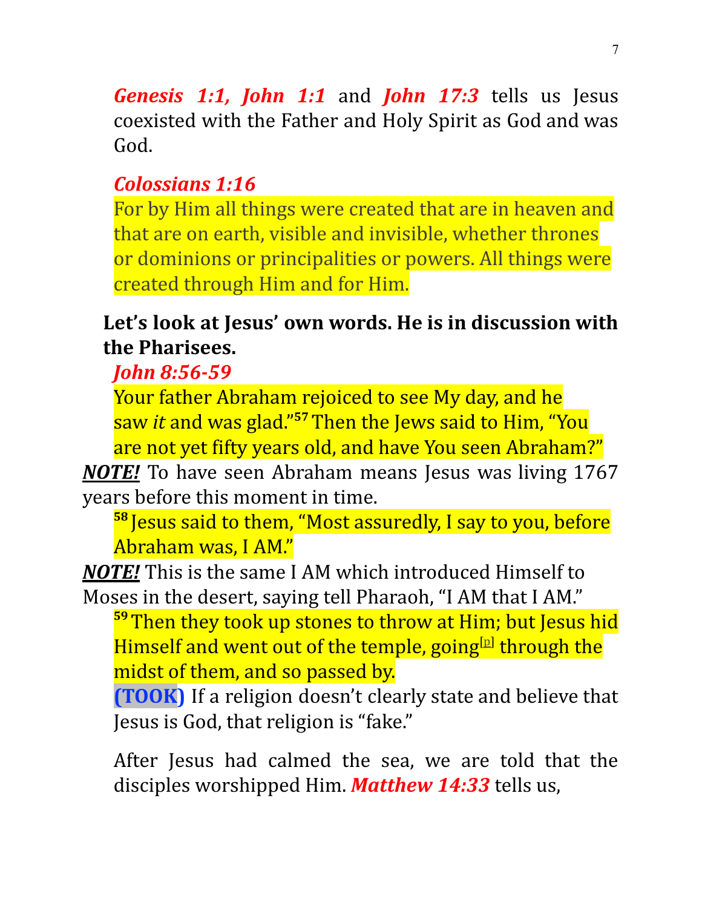***Genesis 1:1, John 1:1*** and ***John 17:3*** tells us Jesus coexisted with the Father and Holy Spirit as God and was God.

***Colossians 1:16***

For by Him all things were created that are in heaven and that are on earth, visible and invisible, whether thrones or dominions or principalities or powers. All things were created through Him and for Him.

**Let's look at Jesus' own words. He is in discussion with the Pharisees.**

***John 8:56-59***

Your father Abraham rejoiced to see My day, and he saw *it* and was glad."[57] Then the Jews said to Him, "You are not yet fifty years old, and have You seen Abraham?"

***NOTE!*** To have seen Abraham means Jesus was living 1767 years before this moment in time.

[58] Jesus said to them, "Most assuredly, I say to you, before Abraham was, I AM."

***NOTE!*** This is the same I AM which introduced Himself to Moses in the desert, saying tell Pharaoh, "I AM that I AM."

[59] Then they took up stones to throw at Him; but Jesus hid Himself and went out of the temple, going[p] through the midst of them, and so passed by.

**(TOOK)** If a religion doesn't clearly state and believe that Jesus is God, that religion is "fake."

After Jesus had calmed the sea, we are told that the disciples worshipped Him. ***Matthew 14:33*** tells us,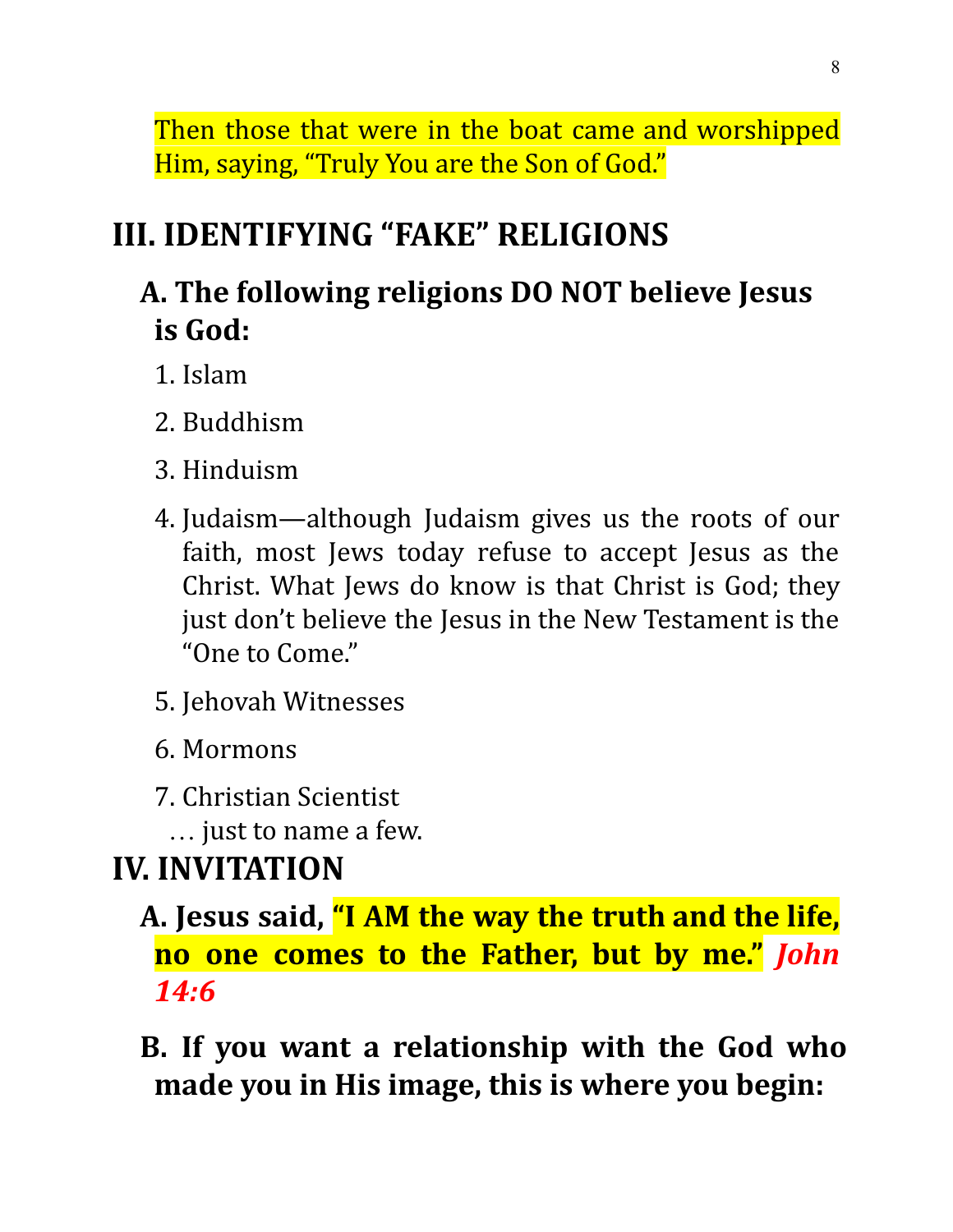Then those that were in the boat came and worshipped Him, saying, "Truly You are the Son of God."

## III. IDENTIFYING "FAKE" RELIGIONS

### A. The following religions DO NOT believe Jesus is God:

1. Islam
2. Buddhism
3. Hinduism
4. Judaism—although Judaism gives us the roots of our faith, most Jews today refuse to accept Jesus as the Christ. What Jews do know is that Christ is God; they just don't believe the Jesus in the New Testament is the "One to Come."
5. Jehovah Witnesses
6. Mormons
7. Christian Scientist

… just to name a few.

## IV. INVITATION

### A. Jesus said, "I AM the way the truth and the life, no one comes to the Father, but by me." *John 14:6*

### B. If you want a relationship with the God who made you in His image, this is where you begin: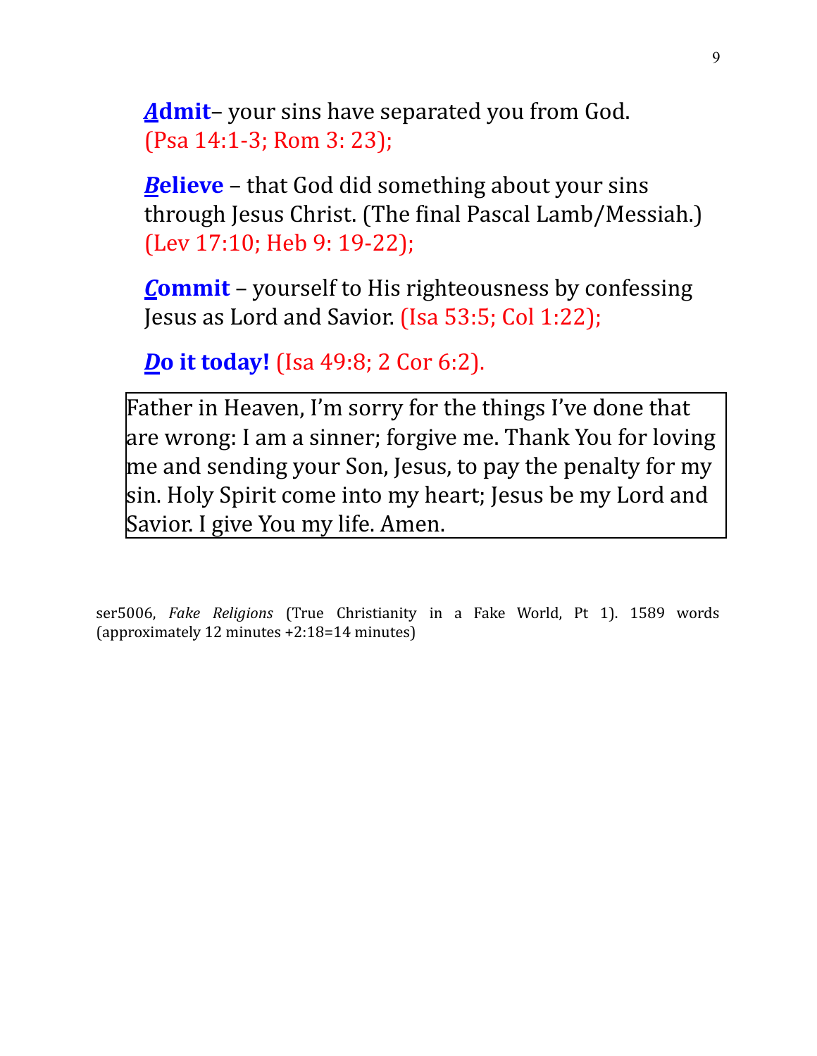***A*dmit**– your sins have separated you from God. (Psa 14:1-3; Rom 3: 23);

***B*elieve** – that God did something about your sins through Jesus Christ. (The final Pascal Lamb/Messiah.) (Lev 17:10; Heb 9: 19-22);

***C*ommit** – yourself to His righteousness by confessing Jesus as Lord and Savior. (Isa 53:5; Col 1:22);

***D*o it today!** (Isa 49:8; 2 Cor 6:2).

> Father in Heaven, I'm sorry for the things I've done that are wrong: I am a sinner; forgive me. Thank You for loving me and sending your Son, Jesus, to pay the penalty for my sin. Holy Spirit come into my heart; Jesus be my Lord and Savior. I give You my life. Amen.

ser5006, *Fake Religions* (True Christianity in a Fake World, Pt 1). 1589 words (approximately 12 minutes +2:18=14 minutes)